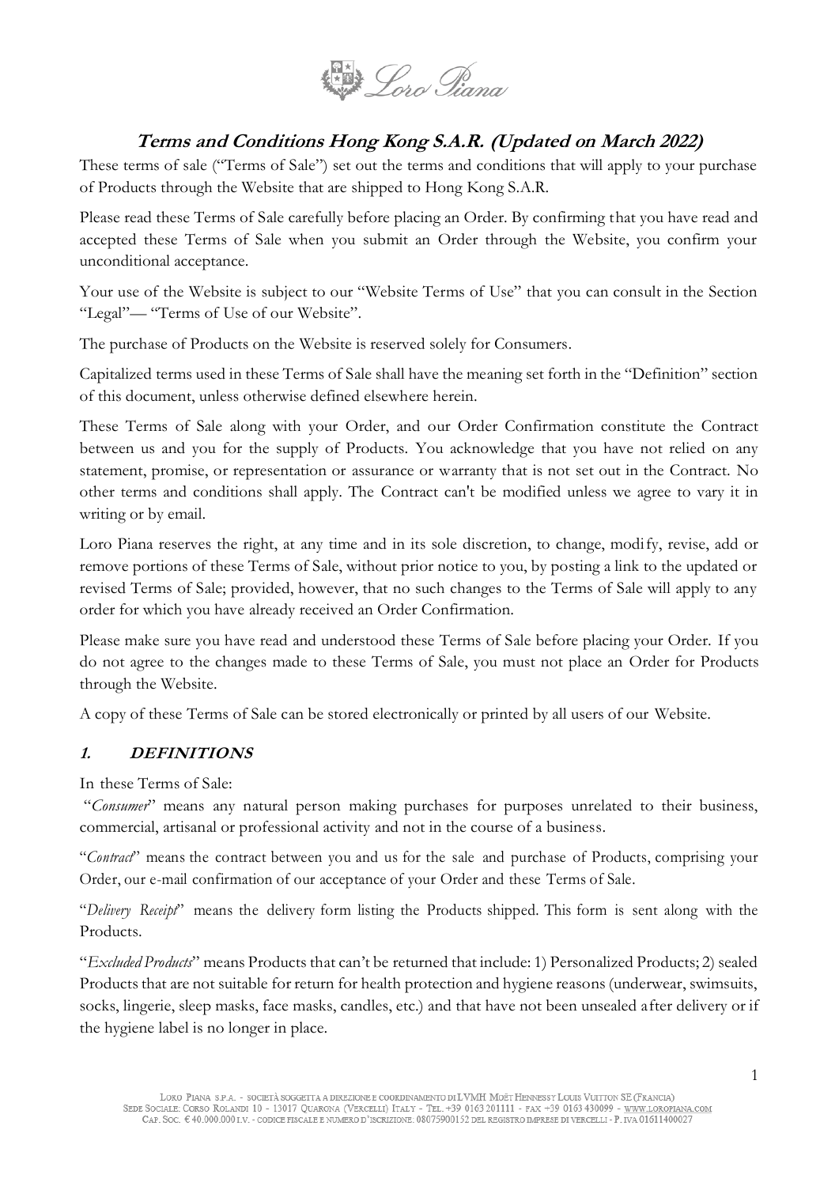# Terms and Conditions Hong Kong S.A.R. (Updated on March 2022)

These terms of sale ("Terms of Sale") set out the terms and conditions that will apply to your purchase of Products through the Website that are shipped to Hong Kong S.A.R.

Please read these Terms of Sale carefully before placing an Order. By confirming that you have read and accepted these Terms of Sale when you submit an Order through the Website, you confirm your unconditional acceptance.

Your use of the Website is subject to our "Website Terms of Use" that you can consult in the Section "Legal"— "Terms of Use of our Website".

The purchase of Products on the Website is reserved solely for Consumers.

Capitalized terms used in these Terms of Sale shall have the meaning set forth in the "Definition" section of this document, unless otherwise defined elsewhere herein.

These Terms of Sale along with your Order, and our Order Confirmation constitute the Contract between us and you for the supply of Products. You acknowledge that you have not relied on any statement, promise, or representation or assurance or warranty that is not set out in the Contract. No other terms and conditions shall apply. The Contract can't be modified unless we agree to vary it in writing or by email.

Loro Piana reserves the right, at any time and in its sole discretion, to change, modify, revise, add or remove portions of these Terms of Sale, without prior notice to you, by posting a link to the updated or revised Terms of Sale; provided, however, that no such changes to the Terms of Sale will apply to any order for which you have already received an Order Confirmation.

Please make sure you have read and understood these Terms of Sale before placing your Order. If you do not agree to the changes made to these Terms of Sale, you must not place an Order for Products through the Website.

A copy of these Terms of Sale can be stored electronically or printed by all users of our Website.

## 1. DEFINITIONS

In these Terms of Sale:

"*Consumer*" means any natural person making purchases for purposes unrelated to their business, commercial, artisanal or professional activity and not in the course of a business.

"*Contract*" means the contract between you and us for the sale and purchase of Products, comprising your Order, our e-mail confirmation of our acceptance of your Order and these Terms of Sale.

"*Delivery Receipt*" means the delivery form listing the Products shipped. This form is sent along with the Products.

"*Excluded Products*" means Products that can't be returned that include: 1) Personalized Products; 2) sealed Products that are not suitable for return for health protection and hygiene reasons (underwear, swimsuits, socks, lingerie, sleep masks, face masks, candles, etc.) and that have not been unsealed after delivery or if the hygiene label is no longer in place.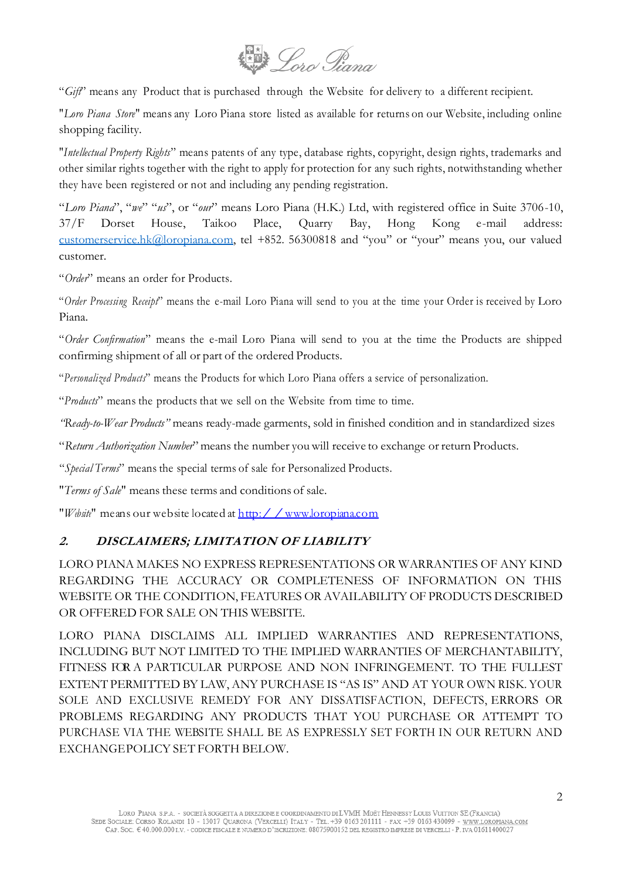"*Gift*" means any Product that is purchased through the Website for delivery to a different recipient.

"*Loro Piana Store*" means any Loro Piana store listed as available for returns on our Website, including online shopping facility.

"*Intellectual Property Rights*" means patents of any type, database rights, copyright, design rights, trademarks and other similar rights together with the right to apply for protection for any such rights, notwithstanding whether they have been registered or not and including any pending registration.

"*Loro Piana*", "*we*" "*us*", or "*our*" means Loro Piana (H.K.) Ltd, with registered office in Suite 3706-10, 37/F Dorset House, Taikoo Place, Quarry Bay, Hong Kong e-mail address: customerservice.hk@loropiana.com, tel +852. 56300818 and "you" or "your" means you, our valued customer.

"*Order*" means an order for Products.

"*Order Processing Receipt*" means the e-mail Loro Piana will send to you at the time your Order is received by Loro Piana.

"*Order Confirmation*" means the e-mail Loro Piana will send to you at the time the Products are shipped confirming shipment of all or part of the ordered Products.

"*Personalized Products*" means the Products for which Loro Piana offers a service of personalization.

"*Products*" means the products that we sell on the Website from time to time.

*"Ready-to-Wear Products"* means ready-made garments, sold in finished condition and in standardized sizes

"*Return Authorization Number*" means the number you will receive to exchange or return Products.

"*Special Terms*" means the special terms of sale for Personalized Products.

"*Terms of Sale*" means these terms and conditions of sale.

"*Website*" means our website located at http://www.loropiana.com

## 2. DISCLAIMERS; LIMITATION OF LIABILITY

LORO PIANA MAKES NO EXPRESS REPRESENTATIONS OR WARRANTIES OF ANY KIND REGARDING THE ACCURACY OR COMPLETENESS OF INFORMATION ON THIS WEBSITE OR THE CONDITION, FEATURES OR AVAILABILITY OF PRODUCTS DESCRIBED OR OFFERED FOR SALE ON THIS WEBSITE.

LORO PIANA DISCLAIMS ALL IMPLIED WARRANTIES AND REPRESENTATIONS, INCLUDING BUT NOT LIMITED TO THE IMPLIED WARRANTIES OF MERCHANTABILITY, FITNESS FOR A PARTICULAR PURPOSE AND NON INFRINGEMENT. TO THE FULLEST EXTENT PERMITTED BY LAW, ANY PURCHASE IS "AS IS" AND AT YOUR OWN RISK. YOUR SOLE AND EXCLUSIVE REMEDY FOR ANY DISSATISFACTION, DEFECTS, ERRORS OR PROBLEMS REGARDING ANY PRODUCTS THAT YOU PURCHASE OR ATTEMPT TO PURCHASE VIA THE WEBSITE SHALL BE AS EXPRESSLY SET FORTH IN OUR RETURN AND EXCHANGE POLICY SET FORTH BELOW.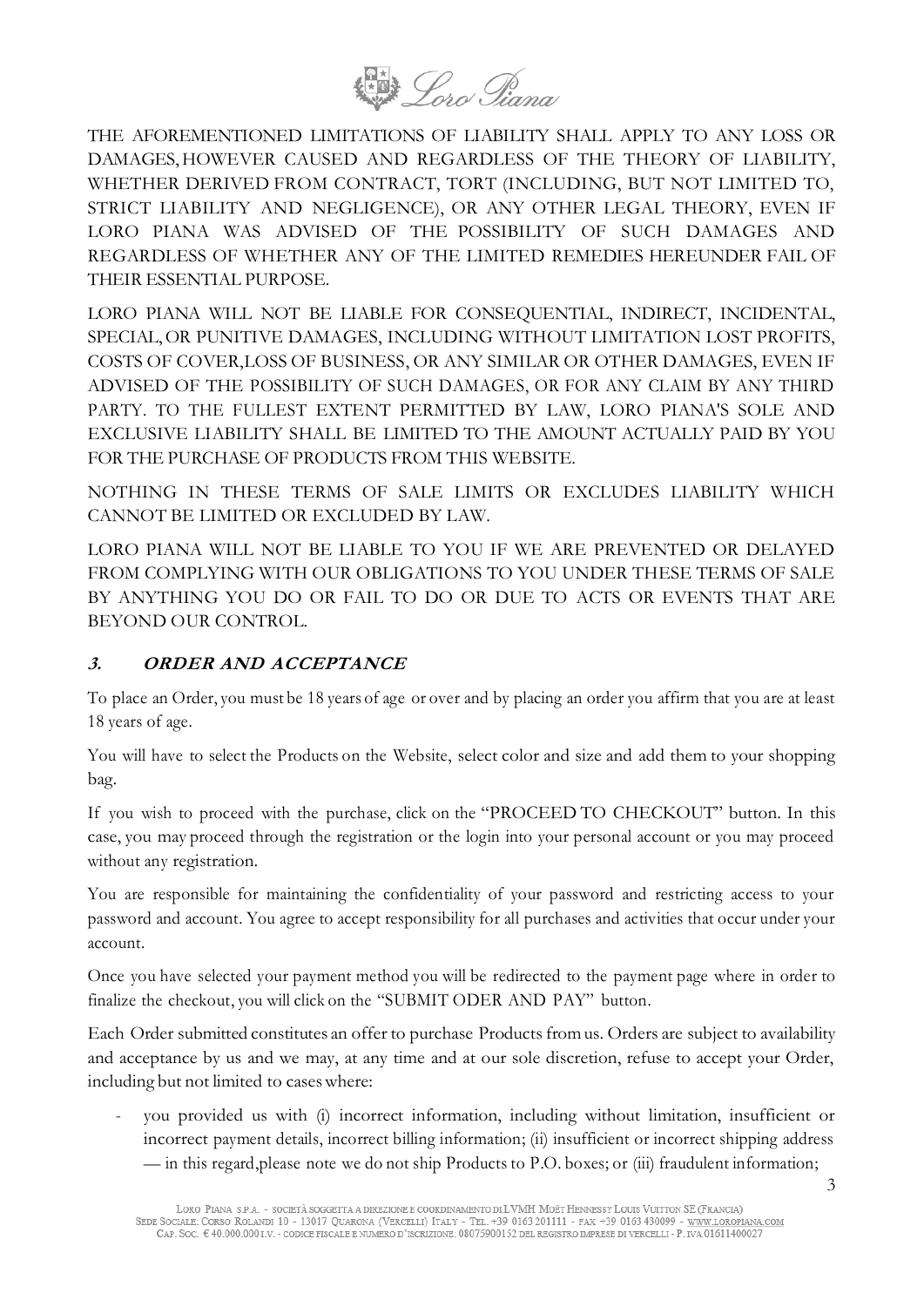THE AFOREMENTIONED LIMITATIONS OF LIABILITY SHALL APPLY TO ANY LOSS OR DAMAGES, HOWEVER CAUSED AND REGARDLESS OF THE THEORY OF LIABILITY, WHETHER DERIVED FROM CONTRACT, TORT (INCLUDING, BUT NOT LIMITED TO, STRICT LIABILITY AND NEGLIGENCE), OR ANY OTHER LEGAL THEORY, EVEN IF LORO PIANA WAS ADVISED OF THE POSSIBILITY OF SUCH DAMAGES AND REGARDLESS OF WHETHER ANY OF THE LIMITED REMEDIES HEREUNDER FAIL OF THEIR ESSENTIAL PURPOSE.

LORO PIANA WILL NOT BE LIABLE FOR CONSEQUENTIAL, INDIRECT, INCIDENTAL, SPECIAL, OR PUNITIVE DAMAGES, INCLUDING WITHOUT LIMITATION LOST PROFITS, COSTS OF COVER, LOSS OF BUSINESS, OR ANY SIMILAR OR OTHER DAMAGES, EVEN IF ADVISED OF THE POSSIBILITY OF SUCH DAMAGES, OR FOR ANY CLAIM BY ANY THIRD PARTY. TO THE FULLEST EXTENT PERMITTED BY LAW, LORO PIANA'S SOLE AND EXCLUSIVE LIABILITY SHALL BE LIMITED TO THE AMOUNT ACTUALLY PAID BY YOU FOR THE PURCHASE OF PRODUCTS FROM THIS WEBSITE.

NOTHING IN THESE TERMS OF SALE LIMITS OR EXCLUDES LIABILITY WHICH CANNOT BE LIMITED OR EXCLUDED BY LAW.

LORO PIANA WILL NOT BE LIABLE TO YOU IF WE ARE PREVENTED OR DELAYED FROM COMPLYING WITH OUR OBLIGATIONS TO YOU UNDER THESE TERMS OF SALE BY ANYTHING YOU DO OR FAIL TO DO OR DUE TO ACTS OR EVENTS THAT ARE BEYOND OUR CONTROL.

### ***3. ORDER AND ACCEPTANCE***

To place an Order, you must be 18 years of age or over and by placing an order you affirm that you are at least 18 years of age.

You will have to select the Products on the Website, select color and size and add them to your shopping bag.

If you wish to proceed with the purchase, click on the "PROCEED TO CHECKOUT" button. In this case, you may proceed through the registration or the login into your personal account or you may proceed without any registration.

You are responsible for maintaining the confidentiality of your password and restricting access to your password and account. You agree to accept responsibility for all purchases and activities that occur under your account.

Once you have selected your payment method you will be redirected to the payment page where in order to finalize the checkout, you will click on the "SUBMIT ODER AND PAY" button.

Each Order submitted constitutes an offer to purchase Products from us. Orders are subject to availability and acceptance by us and we may, at any time and at our sole discretion, refuse to accept your Order, including but not limited to cases where:

- you provided us with (i) incorrect information, including without limitation, insufficient or incorrect payment details, incorrect billing information; (ii) insufficient or incorrect shipping address — in this regard, please note we do not ship Products to P.O. boxes; or (iii) fraudulent information;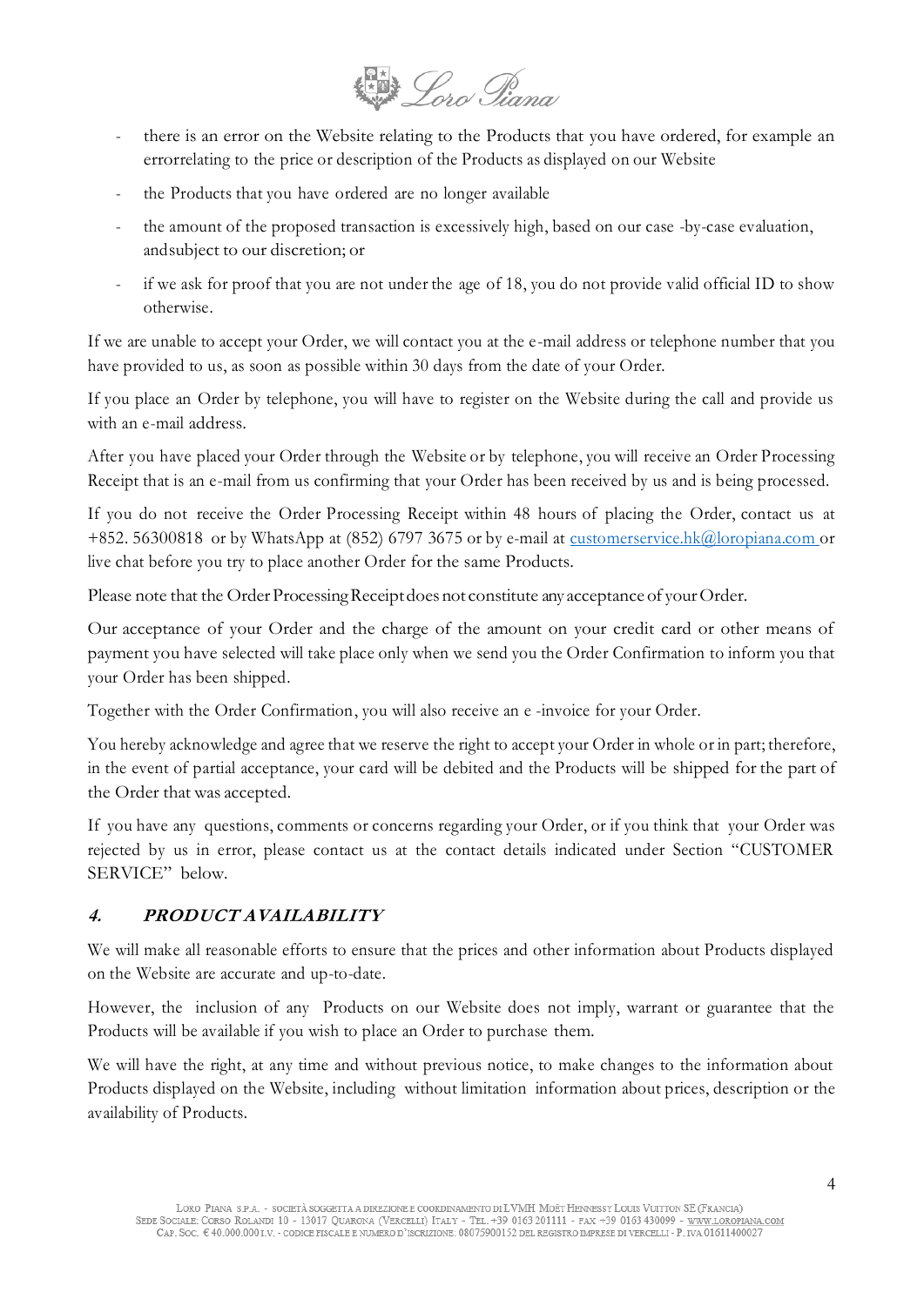- there is an error on the Website relating to the Products that you have ordered, for example an errorrelating to the price or description of the Products as displayed on our Website
- the Products that you have ordered are no longer available
- the amount of the proposed transaction is excessively high, based on our case -by-case evaluation, andsubject to our discretion; or
- if we ask for proof that you are not under the age of 18, you do not provide valid official ID to show otherwise.

If we are unable to accept your Order, we will contact you at the e-mail address or telephone number that you have provided to us, as soon as possible within 30 days from the date of your Order.

If you place an Order by telephone, you will have to register on the Website during the call and provide us with an e-mail address.

After you have placed your Order through the Website or by telephone, you will receive an Order Processing Receipt that is an e-mail from us confirming that your Order has been received by us and is being processed.

If you do not receive the Order Processing Receipt within 48 hours of placing the Order, contact us at +852. 56300818 or by WhatsApp at (852) 6797 3675 or by e-mail at customerservice.hk@loropiana.com or live chat before you try to place another Order for the same Products.

Please note that the Order Processing Receipt does not constitute any acceptance of your Order.

Our acceptance of your Order and the charge of the amount on your credit card or other means of payment you have selected will take place only when we send you the Order Confirmation to inform you that your Order has been shipped.

Together with the Order Confirmation, you will also receive an e -invoice for your Order.

You hereby acknowledge and agree that we reserve the right to accept your Order in whole or in part; therefore, in the event of partial acceptance, your card will be debited and the Products will be shipped for the part of the Order that was accepted.

If you have any questions, comments or concerns regarding your Order, or if you think that your Order was rejected by us in error, please contact us at the contact details indicated under Section "CUSTOMER SERVICE" below.

## *4. PRODUCT AVAILABILITY*

We will make all reasonable efforts to ensure that the prices and other information about Products displayed on the Website are accurate and up-to-date.

However, the inclusion of any Products on our Website does not imply, warrant or guarantee that the Products will be available if you wish to place an Order to purchase them.

We will have the right, at any time and without previous notice, to make changes to the information about Products displayed on the Website, including without limitation information about prices, description or the availability of Products.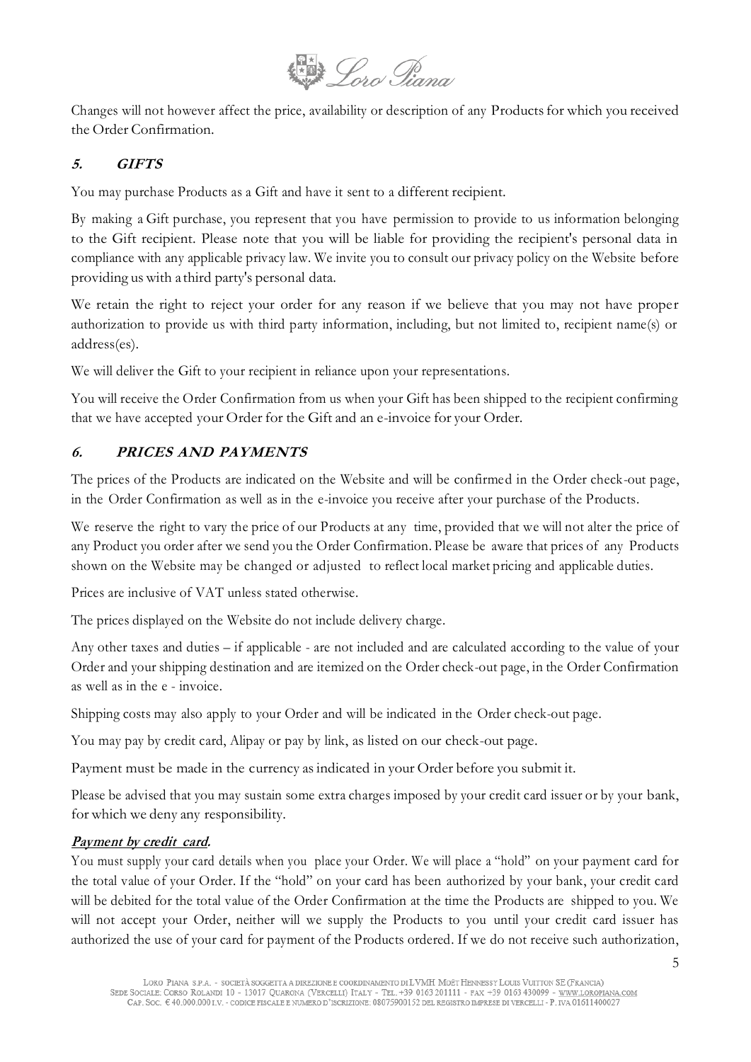Changes will not however affect the price, availability or description of any Products for which you received the Order Confirmation.

## ***5. GIFTS***

You may purchase Products as a Gift and have it sent to a different recipient.

By making a Gift purchase, you represent that you have permission to provide to us information belonging to the Gift recipient. Please note that you will be liable for providing the recipient's personal data in compliance with any applicable privacy law. We invite you to consult our privacy policy on the Website before providing us with a third party's personal data.

We retain the right to reject your order for any reason if we believe that you may not have proper authorization to provide us with third party information, including, but not limited to, recipient name(s) or address(es).

We will deliver the Gift to your recipient in reliance upon your representations.

You will receive the Order Confirmation from us when your Gift has been shipped to the recipient confirming that we have accepted your Order for the Gift and an e-invoice for your Order.

## ***6. PRICES AND PAYMENTS***

The prices of the Products are indicated on the Website and will be confirmed in the Order check-out page, in the Order Confirmation as well as in the e-invoice you receive after your purchase of the Products.

We reserve the right to vary the price of our Products at any time, provided that we will not alter the price of any Product you order after we send you the Order Confirmation. Please be aware that prices of any Products shown on the Website may be changed or adjusted to reflect local market pricing and applicable duties.

Prices are inclusive of VAT unless stated otherwise.

The prices displayed on the Website do not include delivery charge.

Any other taxes and duties – if applicable - are not included and are calculated according to the value of your Order and your shipping destination and are itemized on the Order check-out page, in the Order Confirmation as well as in the e - invoice.

Shipping costs may also apply to your Order and will be indicated in the Order check-out page.

You may pay by credit card, Alipay or pay by link, as listed on our check-out page.

Payment must be made in the currency as indicated in your Order before you submit it.

Please be advised that you may sustain some extra charges imposed by your credit card issuer or by your bank, for which we deny any responsibility.

***Payment by credit card.***

You must supply your card details when you place your Order. We will place a "hold" on your payment card for the total value of your Order. If the "hold" on your card has been authorized by your bank, your credit card will be debited for the total value of the Order Confirmation at the time the Products are shipped to you. We will not accept your Order, neither will we supply the Products to you until your credit card issuer has authorized the use of your card for payment of the Products ordered. If we do not receive such authorization,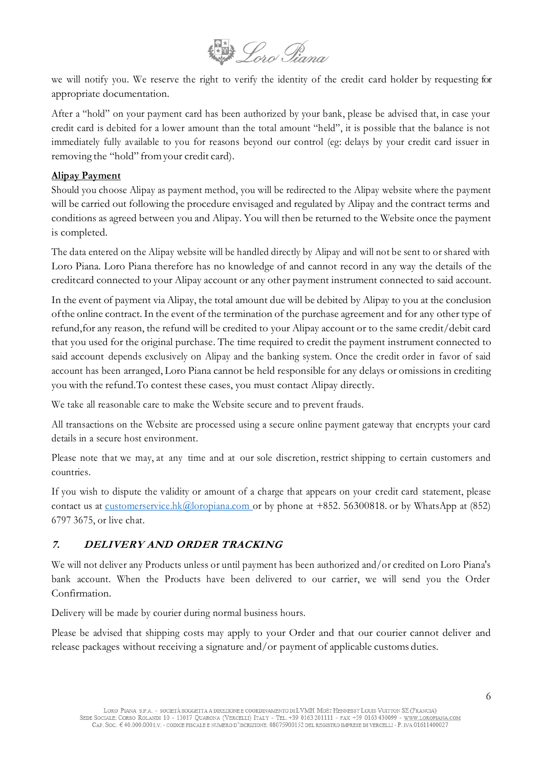we will notify you. We reserve the right to verify the identity of the credit card holder by requesting for appropriate documentation.

After a "hold" on your payment card has been authorized by your bank, please be advised that, in case your credit card is debited for a lower amount than the total amount "held", it is possible that the balance is not immediately fully available to you for reasons beyond our control (eg: delays by your credit card issuer in removing the "hold" from your credit card).

**Alipay Payment**

Should you choose Alipay as payment method, you will be redirected to the Alipay website where the payment will be carried out following the procedure envisaged and regulated by Alipay and the contract terms and conditions as agreed between you and Alipay. You will then be returned to the Website once the payment is completed.

The data entered on the Alipay website will be handled directly by Alipay and will not be sent to or shared with Loro Piana. Loro Piana therefore has no knowledge of and cannot record in any way the details of the creditcard connected to your Alipay account or any other payment instrument connected to said account.

In the event of payment via Alipay, the total amount due will be debited by Alipay to you at the conclusion ofthe online contract. In the event of the termination of the purchase agreement and for any other type of refund,for any reason, the refund will be credited to your Alipay account or to the same credit/debit card that you used for the original purchase. The time required to credit the payment instrument connected to said account depends exclusively on Alipay and the banking system. Once the credit order in favor of said account has been arranged, Loro Piana cannot be held responsible for any delays or omissions in crediting you with the refund.To contest these cases, you must contact Alipay directly.

We take all reasonable care to make the Website secure and to prevent frauds.

All transactions on the Website are processed using a secure online payment gateway that encrypts your card details in a secure host environment.

Please note that we may, at any time and at our sole discretion, restrict shipping to certain customers and countries.

If you wish to dispute the validity or amount of a charge that appears on your credit card statement, please contact us at customerservice.hk@loropiana.com or by phone at +852. 56300818. or by WhatsApp at (852) 6797 3675, or live chat.

## 7. DELIVERY AND ORDER TRACKING

We will not deliver any Products unless or until payment has been authorized and/or credited on Loro Piana's bank account. When the Products have been delivered to our carrier, we will send you the Order Confirmation.

Delivery will be made by courier during normal business hours.

Please be advised that shipping costs may apply to your Order and that our courier cannot deliver and release packages without receiving a signature and/or payment of applicable customs duties.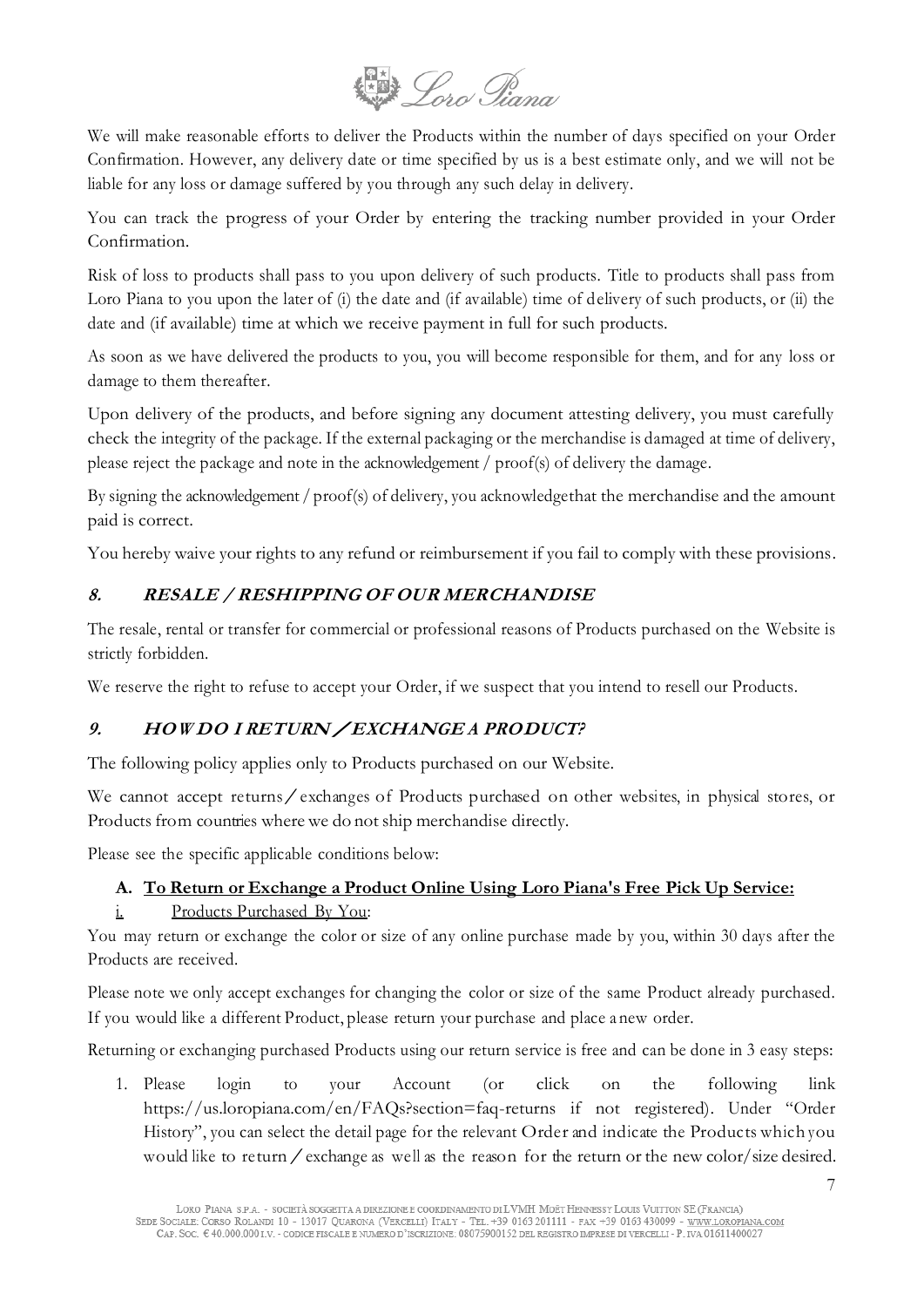We will make reasonable efforts to deliver the Products within the number of days specified on your Order Confirmation. However, any delivery date or time specified by us is a best estimate only, and we will not be liable for any loss or damage suffered by you through any such delay in delivery.

You can track the progress of your Order by entering the tracking number provided in your Order Confirmation.

Risk of loss to products shall pass to you upon delivery of such products. Title to products shall pass from Loro Piana to you upon the later of (i) the date and (if available) time of delivery of such products, or (ii) the date and (if available) time at which we receive payment in full for such products.

As soon as we have delivered the products to you, you will become responsible for them, and for any loss or damage to them thereafter.

Upon delivery of the products, and before signing any document attesting delivery, you must carefully check the integrity of the package. If the external packaging or the merchandise is damaged at time of delivery, please reject the package and note in the acknowledgement / proof(s) of delivery the damage.

By signing the acknowledgement / proof(s) of delivery, you acknowledgethat the merchandise and the amount paid is correct.

You hereby waive your rights to any refund or reimbursement if you fail to comply with these provisions.

## *8. RESALE / RESHIPPING OF OUR MERCHANDISE*

The resale, rental or transfer for commercial or professional reasons of Products purchased on the Website is strictly forbidden.

We reserve the right to refuse to accept your Order, if we suspect that you intend to resell our Products.

## *9. HOW DO I RETURN / EXCHANGE A PRODUCT?*

The following policy applies only to Products purchased on our Website.

We cannot accept returns / exchanges of Products purchased on other websites, in physical stores, or Products from countries where we do not ship merchandise directly.

Please see the specific applicable conditions below:

### A. <u>To Return or Exchange a Product Online Using Loro Piana's Free Pick Up Service:</u>

i. <u>Products Purchased By You</u>:

You may return or exchange the color or size of any online purchase made by you, within 30 days after the Products are received.

Please note we only accept exchanges for changing the color or size of the same Product already purchased. If you would like a different Product, please return your purchase and place a new order.

Returning or exchanging purchased Products using our return service is free and can be done in 3 easy steps:

1. Please login to your Account (or click on the following link https://us.loropiana.com/en/FAQs?section=faq-returns if not registered). Under "Order History", you can select the detail page for the relevant Order and indicate the Products which you would like to return / exchange as well as the reason for the return or the new color/size desired.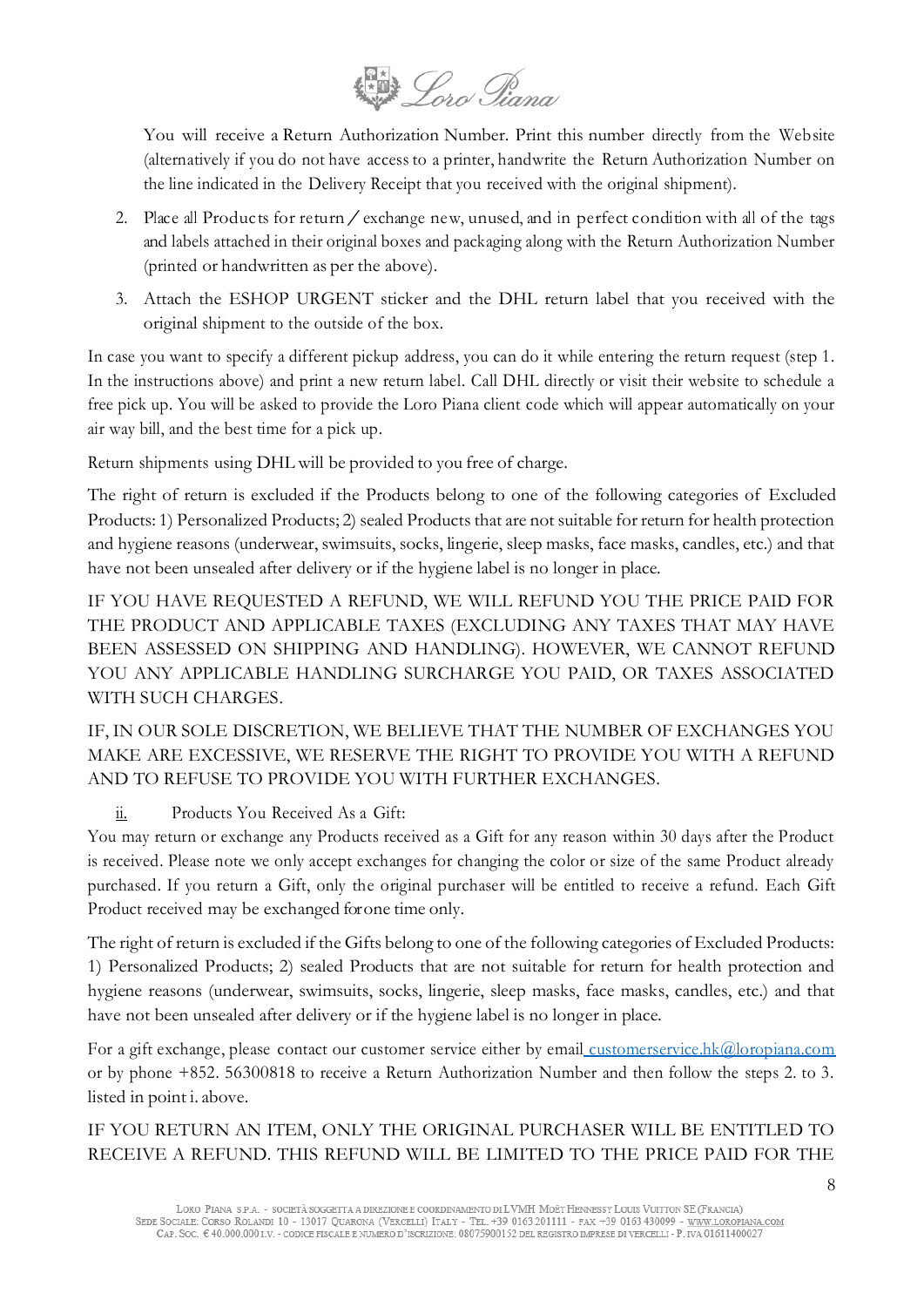You will receive a Return Authorization Number. Print this number directly from the Website (alternatively if you do not have access to a printer, handwrite the Return Authorization Number on the line indicated in the Delivery Receipt that you received with the original shipment).

2. Place all Products for return / exchange new, unused, and in perfect condition with all of the tags and labels attached in their original boxes and packaging along with the Return Authorization Number (printed or handwritten as per the above).
3. Attach the ESHOP URGENT sticker and the DHL return label that you received with the original shipment to the outside of the box.

In case you want to specify a different pickup address, you can do it while entering the return request (step 1. In the instructions above) and print a new return label. Call DHL directly or visit their website to schedule a free pick up. You will be asked to provide the Loro Piana client code which will appear automatically on your air way bill, and the best time for a pick up.

Return shipments using DHL will be provided to you free of charge.

The right of return is excluded if the Products belong to one of the following categories of Excluded Products: 1) Personalized Products; 2) sealed Products that are not suitable for return for health protection and hygiene reasons (underwear, swimsuits, socks, lingerie, sleep masks, face masks, candles, etc.) and that have not been unsealed after delivery or if the hygiene label is no longer in place.

IF YOU HAVE REQUESTED A REFUND, WE WILL REFUND YOU THE PRICE PAID FOR THE PRODUCT AND APPLICABLE TAXES (EXCLUDING ANY TAXES THAT MAY HAVE BEEN ASSESSED ON SHIPPING AND HANDLING). HOWEVER, WE CANNOT REFUND YOU ANY APPLICABLE HANDLING SURCHARGE YOU PAID, OR TAXES ASSOCIATED WITH SUCH CHARGES.

IF, IN OUR SOLE DISCRETION, WE BELIEVE THAT THE NUMBER OF EXCHANGES YOU MAKE ARE EXCESSIVE, WE RESERVE THE RIGHT TO PROVIDE YOU WITH A REFUND AND TO REFUSE TO PROVIDE YOU WITH FURTHER EXCHANGES.

ii. Products You Received As a Gift:

You may return or exchange any Products received as a Gift for any reason within 30 days after the Product is received. Please note we only accept exchanges for changing the color or size of the same Product already purchased. If you return a Gift, only the original purchaser will be entitled to receive a refund. Each Gift Product received may be exchanged for one time only.

The right of return is excluded if the Gifts belong to one of the following categories of Excluded Products: 1) Personalized Products; 2) sealed Products that are not suitable for return for health protection and hygiene reasons (underwear, swimsuits, socks, lingerie, sleep masks, face masks, candles, etc.) and that have not been unsealed after delivery or if the hygiene label is no longer in place.

For a gift exchange, please contact our customer service either by email customerservice.hk@loropiana.com or by phone +852. 56300818 to receive a Return Authorization Number and then follow the steps 2. to 3. listed in point i. above.

IF YOU RETURN AN ITEM, ONLY THE ORIGINAL PURCHASER WILL BE ENTITLED TO RECEIVE A REFUND. THIS REFUND WILL BE LIMITED TO THE PRICE PAID FOR THE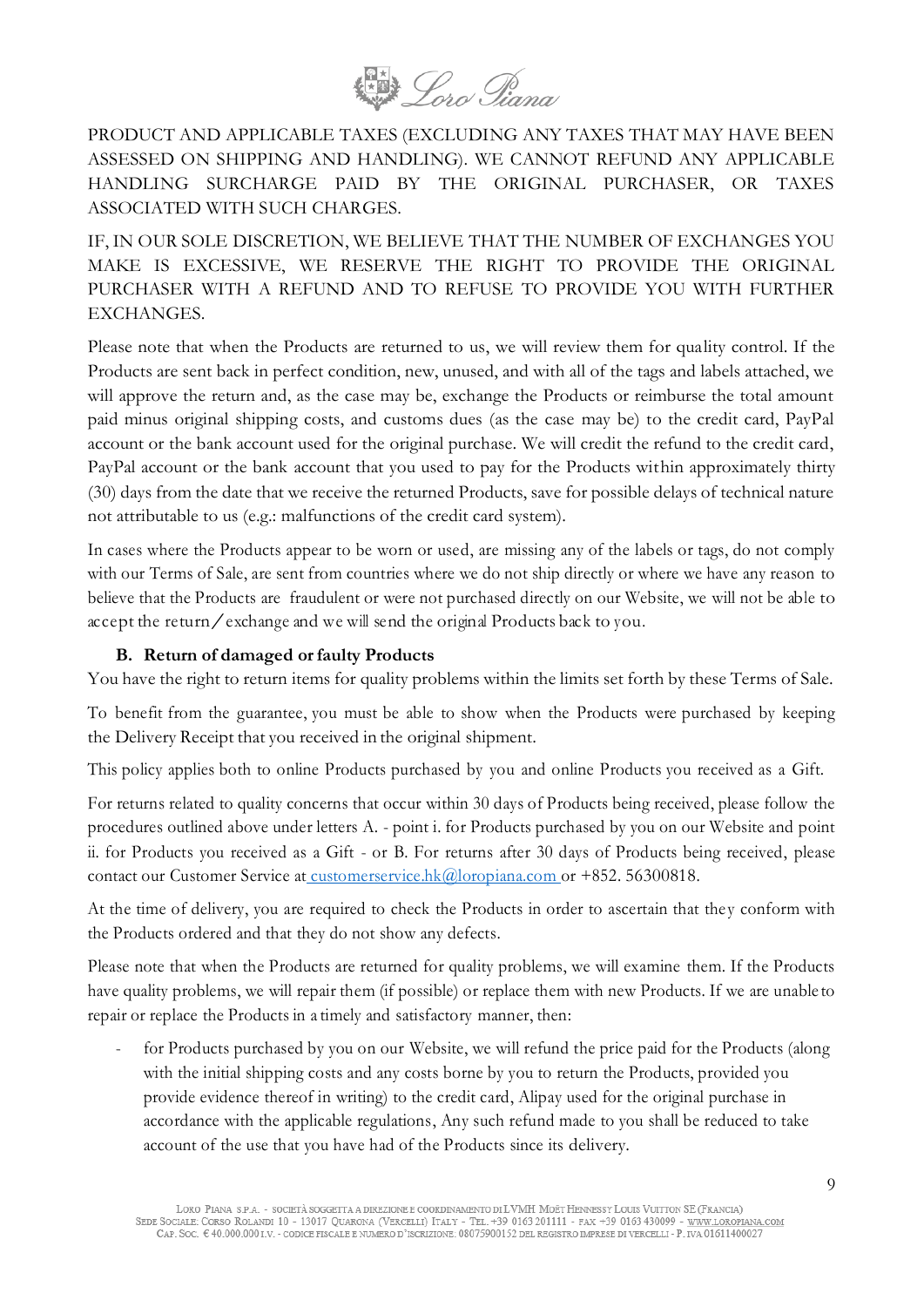PRODUCT AND APPLICABLE TAXES (EXCLUDING ANY TAXES THAT MAY HAVE BEEN ASSESSED ON SHIPPING AND HANDLING). WE CANNOT REFUND ANY APPLICABLE HANDLING SURCHARGE PAID BY THE ORIGINAL PURCHASER, OR TAXES ASSOCIATED WITH SUCH CHARGES.

IF, IN OUR SOLE DISCRETION, WE BELIEVE THAT THE NUMBER OF EXCHANGES YOU MAKE IS EXCESSIVE, WE RESERVE THE RIGHT TO PROVIDE THE ORIGINAL PURCHASER WITH A REFUND AND TO REFUSE TO PROVIDE YOU WITH FURTHER EXCHANGES.

Please note that when the Products are returned to us, we will review them for quality control. If the Products are sent back in perfect condition, new, unused, and with all of the tags and labels attached, we will approve the return and, as the case may be, exchange the Products or reimburse the total amount paid minus original shipping costs, and customs dues (as the case may be) to the credit card, PayPal account or the bank account used for the original purchase. We will credit the refund to the credit card, PayPal account or the bank account that you used to pay for the Products within approximately thirty (30) days from the date that we receive the returned Products, save for possible delays of technical nature not attributable to us (e.g.: malfunctions of the credit card system).

In cases where the Products appear to be worn or used, are missing any of the labels or tags, do not comply with our Terms of Sale, are sent from countries where we do not ship directly or where we have any reason to believe that the Products are fraudulent or were not purchased directly on our Website, we will not be able to accept the return/exchange and we will send the original Products back to you.

**B. Return of damaged or faulty Products**

You have the right to return items for quality problems within the limits set forth by these Terms of Sale.

To benefit from the guarantee, you must be able to show when the Products were purchased by keeping the Delivery Receipt that you received in the original shipment.

This policy applies both to online Products purchased by you and online Products you received as a Gift.

For returns related to quality concerns that occur within 30 days of Products being received, please follow the procedures outlined above under letters A. - point i. for Products purchased by you on our Website and point ii. for Products you received as a Gift - or B. For returns after 30 days of Products being received, please contact our Customer Service at customerservice.hk@loropiana.com or +852. 56300818.

At the time of delivery, you are required to check the Products in order to ascertain that they conform with the Products ordered and that they do not show any defects.

Please note that when the Products are returned for quality problems, we will examine them. If the Products have quality problems, we will repair them (if possible) or replace them with new Products. If we are unable to repair or replace the Products in a timely and satisfactory manner, then:

- for Products purchased by you on our Website, we will refund the price paid for the Products (along with the initial shipping costs and any costs borne by you to return the Products, provided you provide evidence thereof in writing) to the credit card, Alipay used for the original purchase in accordance with the applicable regulations, Any such refund made to you shall be reduced to take account of the use that you have had of the Products since its delivery.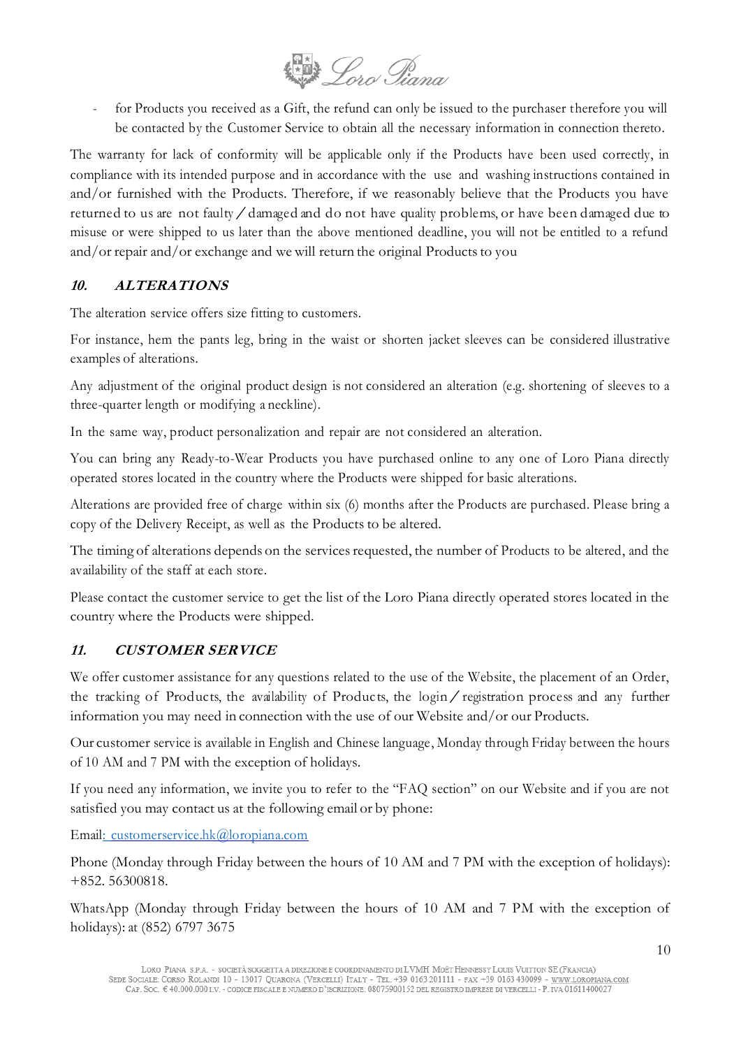- for Products you received as a Gift, the refund can only be issued to the purchaser therefore you will be contacted by the Customer Service to obtain all the necessary information in connection thereto.

The warranty for lack of conformity will be applicable only if the Products have been used correctly, in compliance with its intended purpose and in accordance with the use and washing instructions contained in and/or furnished with the Products. Therefore, if we reasonably believe that the Products you have returned to us are not faulty / damaged and do not have quality problems, or have been damaged due to misuse or were shipped to us later than the above mentioned deadline, you will not be entitled to a refund and/or repair and/or exchange and we will return the original Products to you

## 10. ALTERATIONS

The alteration service offers size fitting to customers.

For instance, hem the pants leg, bring in the waist or shorten jacket sleeves can be considered illustrative examples of alterations.

Any adjustment of the original product design is not considered an alteration (e.g. shortening of sleeves to a three-quarter length or modifying a neckline).

In the same way, product personalization and repair are not considered an alteration.

You can bring any Ready-to-Wear Products you have purchased online to any one of Loro Piana directly operated stores located in the country where the Products were shipped for basic alterations.

Alterations are provided free of charge within six (6) months after the Products are purchased. Please bring a copy of the Delivery Receipt, as well as the Products to be altered.

The timing of alterations depends on the services requested, the number of Products to be altered, and the availability of the staff at each store.

Please contact the customer service to get the list of the Loro Piana directly operated stores located in the country where the Products were shipped.

## 11. CUSTOMER SERVICE

We offer customer assistance for any questions related to the use of the Website, the placement of an Order, the tracking of Products, the availability of Products, the login / registration process and any further information you may need in connection with the use of our Website and/or our Products.

Our customer service is available in English and Chinese language, Monday through Friday between the hours of 10 AM and 7 PM with the exception of holidays.

If you need any information, we invite you to refer to the "FAQ section" on our Website and if you are not satisfied you may contact us at the following email or by phone:

Email: customerservice.hk@loropiana.com

Phone (Monday through Friday between the hours of 10 AM and 7 PM with the exception of holidays): +852. 56300818.

WhatsApp (Monday through Friday between the hours of 10 AM and 7 PM with the exception of holidays): at (852) 6797 3675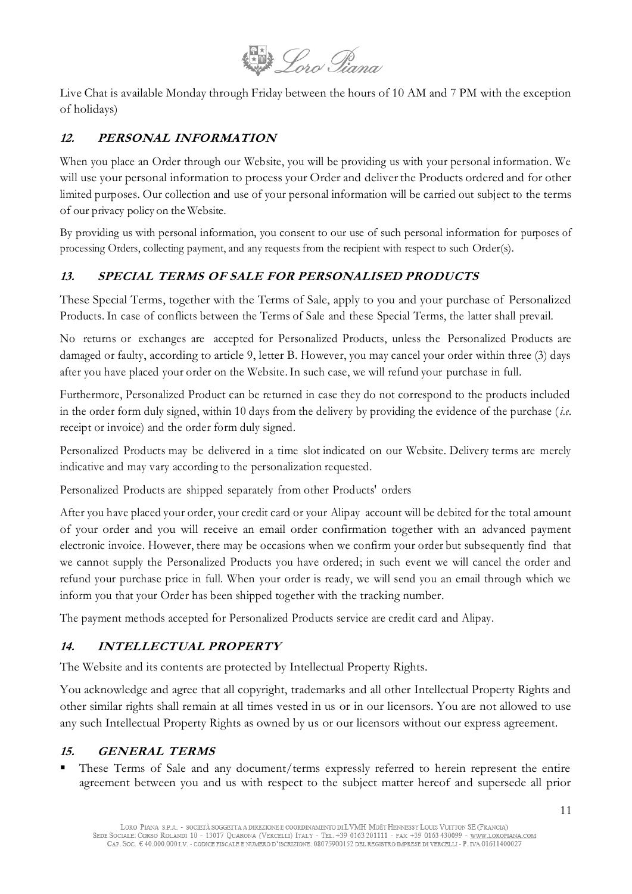Live Chat is available Monday through Friday between the hours of 10 AM and 7 PM with the exception of holidays)

## *12. PERSONAL INFORMATION*

When you place an Order through our Website, you will be providing us with your personal information. We will use your personal information to process your Order and deliver the Products ordered and for other limited purposes. Our collection and use of your personal information will be carried out subject to the terms of our privacy policy on the Website.

By providing us with personal information, you consent to our use of such personal information for purposes of processing Orders, collecting payment, and any requests from the recipient with respect to such Order(s).

## *13. SPECIAL TERMS OF SALE FOR PERSONALISED PRODUCTS*

These Special Terms, together with the Terms of Sale, apply to you and your purchase of Personalized Products. In case of conflicts between the Terms of Sale and these Special Terms, the latter shall prevail.

No returns or exchanges are accepted for Personalized Products, unless the Personalized Products are damaged or faulty, according to article 9, letter B. However, you may cancel your order within three (3) days after you have placed your order on the Website. In such case, we will refund your purchase in full.

Furthermore, Personalized Product can be returned in case they do not correspond to the products included in the order form duly signed, within 10 days from the delivery by providing the evidence of the purchase (*i.e.* receipt or invoice) and the order form duly signed.

Personalized Products may be delivered in a time slot indicated on our Website. Delivery terms are merely indicative and may vary according to the personalization requested.

Personalized Products are shipped separately from other Products' orders

After you have placed your order, your credit card or your Alipay account will be debited for the total amount of your order and you will receive an email order confirmation together with an advanced payment electronic invoice. However, there may be occasions when we confirm your order but subsequently find that we cannot supply the Personalized Products you have ordered; in such event we will cancel the order and refund your purchase price in full. When your order is ready, we will send you an email through which we inform you that your Order has been shipped together with the tracking number.

The payment methods accepted for Personalized Products service are credit card and Alipay.

## *14. INTELLECTUAL PROPERTY*

The Website and its contents are protected by Intellectual Property Rights.

You acknowledge and agree that all copyright, trademarks and all other Intellectual Property Rights and other similar rights shall remain at all times vested in us or in our licensors. You are not allowed to use any such Intellectual Property Rights as owned by us or our licensors without our express agreement.

## *15. GENERAL TERMS*

- These Terms of Sale and any document/terms expressly referred to herein represent the entire agreement between you and us with respect to the subject matter hereof and supersede all prior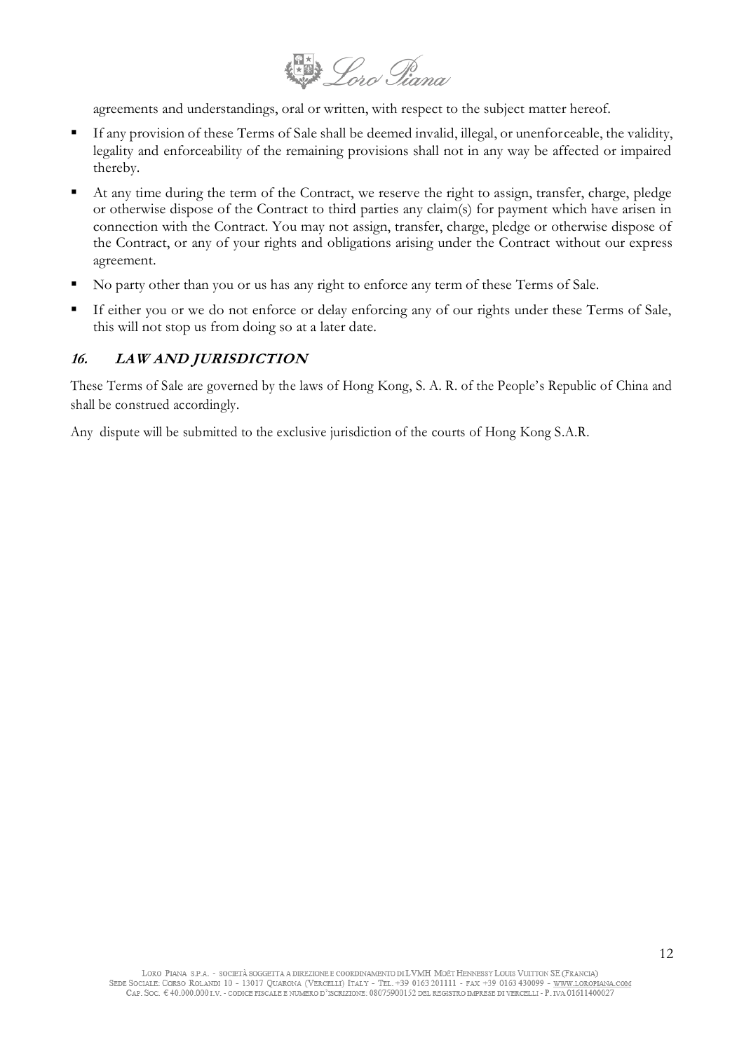agreements and understandings, oral or written, with respect to the subject matter hereof.

- If any provision of these Terms of Sale shall be deemed invalid, illegal, or unenforceable, the validity, legality and enforceability of the remaining provisions shall not in any way be affected or impaired thereby.
- At any time during the term of the Contract, we reserve the right to assign, transfer, charge, pledge or otherwise dispose of the Contract to third parties any claim(s) for payment which have arisen in connection with the Contract. You may not assign, transfer, charge, pledge or otherwise dispose of the Contract, or any of your rights and obligations arising under the Contract without our express agreement.
- No party other than you or us has any right to enforce any term of these Terms of Sale.
- If either you or we do not enforce or delay enforcing any of our rights under these Terms of Sale, this will not stop us from doing so at a later date.

## *16. LAW AND JURISDICTION*

These Terms of Sale are governed by the laws of Hong Kong, S. A. R. of the People's Republic of China and shall be construed accordingly.

Any dispute will be submitted to the exclusive jurisdiction of the courts of Hong Kong S.A.R.